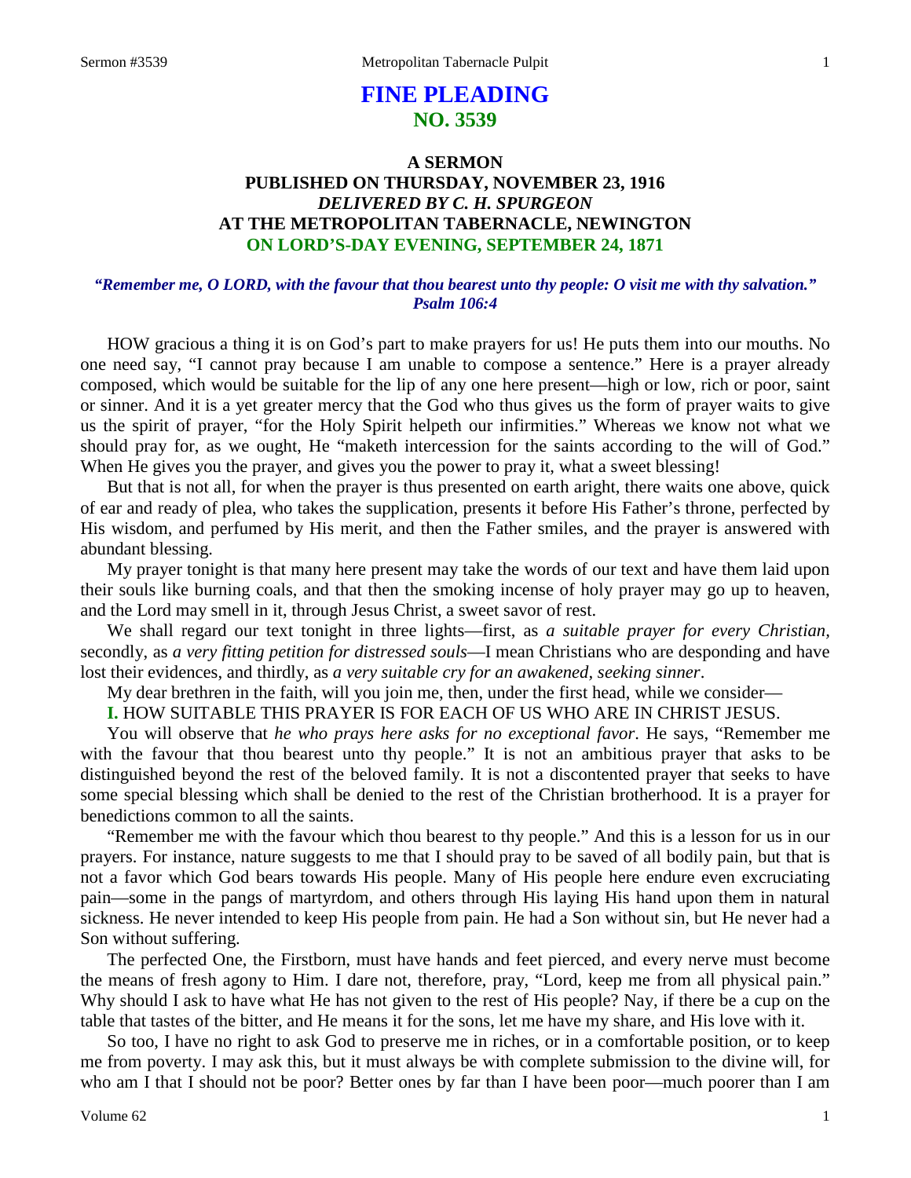# FINE PLEADING
## NO. 3539

### A SERMON
### PUBLISHED ON THURSDAY, NOVEMBER 23, 1916
### *DELIVERED BY C. H. SPURGEON*
### AT THE METROPOLITAN TABERNACLE, NEWINGTON
### ON LORD'S-DAY EVENING, SEPTEMBER 24, 1871

***"Remember me, O LORD, with the favour that thou bearest unto thy people: O visit me with thy salvation." Psalm 106:4***

HOW gracious a thing it is on God's part to make prayers for us! He puts them into our mouths. No one need say, "I cannot pray because I am unable to compose a sentence." Here is a prayer already composed, which would be suitable for the lip of any one here present—high or low, rich or poor, saint or sinner. And it is a yet greater mercy that the God who thus gives us the form of prayer waits to give us the spirit of prayer, "for the Holy Spirit helpeth our infirmities." Whereas we know not what we should pray for, as we ought, He "maketh intercession for the saints according to the will of God." When He gives you the prayer, and gives you the power to pray it, what a sweet blessing!

But that is not all, for when the prayer is thus presented on earth aright, there waits one above, quick of ear and ready of plea, who takes the supplication, presents it before His Father's throne, perfected by His wisdom, and perfumed by His merit, and then the Father smiles, and the prayer is answered with abundant blessing.

My prayer tonight is that many here present may take the words of our text and have them laid upon their souls like burning coals, and that then the smoking incense of holy prayer may go up to heaven, and the Lord may smell in it, through Jesus Christ, a sweet savor of rest.

We shall regard our text tonight in three lights—first, as *a suitable prayer for every Christian*, secondly, as *a very fitting petition for distressed souls*—I mean Christians who are desponding and have lost their evidences, and thirdly, as *a very suitable cry for an awakened, seeking sinner*.

My dear brethren in the faith, will you join me, then, under the first head, while we consider—

**I.** HOW SUITABLE THIS PRAYER IS FOR EACH OF US WHO ARE IN CHRIST JESUS.

You will observe that *he who prays here asks for no exceptional favor*. He says, "Remember me with the favour that thou bearest unto thy people." It is not an ambitious prayer that asks to be distinguished beyond the rest of the beloved family. It is not a discontented prayer that seeks to have some special blessing which shall be denied to the rest of the Christian brotherhood. It is a prayer for benedictions common to all the saints.

"Remember me with the favour which thou bearest to thy people." And this is a lesson for us in our prayers. For instance, nature suggests to me that I should pray to be saved of all bodily pain, but that is not a favor which God bears towards His people. Many of His people here endure even excruciating pain—some in the pangs of martyrdom, and others through His laying His hand upon them in natural sickness. He never intended to keep His people from pain. He had a Son without sin, but He never had a Son without suffering.

The perfected One, the Firstborn, must have hands and feet pierced, and every nerve must become the means of fresh agony to Him. I dare not, therefore, pray, "Lord, keep me from all physical pain." Why should I ask to have what He has not given to the rest of His people? Nay, if there be a cup on the table that tastes of the bitter, and He means it for the sons, let me have my share, and His love with it.

So too, I have no right to ask God to preserve me in riches, or in a comfortable position, or to keep me from poverty. I may ask this, but it must always be with complete submission to the divine will, for who am I that I should not be poor? Better ones by far than I have been poor—much poorer than I am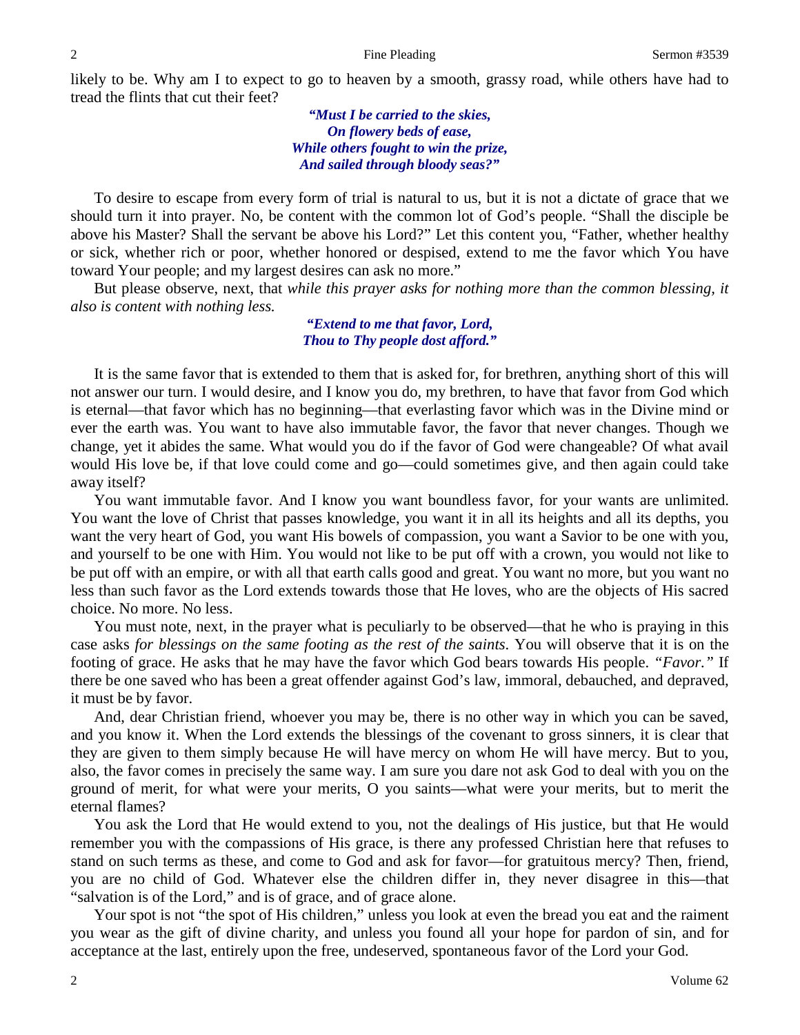likely to be. Why am I to expect to go to heaven by a smooth, grassy road, while others have had to tread the flints that cut their feet?

> ***"Must I be carried to the skies,***
> ***On flowery beds of ease,***
> ***While others fought to win the prize,***
> ***And sailed through bloody seas?"***

To desire to escape from every form of trial is natural to us, but it is not a dictate of grace that we should turn it into prayer. No, be content with the common lot of God's people. "Shall the disciple be above his Master? Shall the servant be above his Lord?" Let this content you, "Father, whether healthy or sick, whether rich or poor, whether honored or despised, extend to me the favor which You have toward Your people; and my largest desires can ask no more."

But please observe, next, that *while this prayer asks for nothing more than the common blessing, it also is content with nothing less.*

> ***"Extend to me that favor, Lord,***
> ***Thou to Thy people dost afford."***

It is the same favor that is extended to them that is asked for, for brethren, anything short of this will not answer our turn. I would desire, and I know you do, my brethren, to have that favor from God which is eternal—that favor which has no beginning—that everlasting favor which was in the Divine mind or ever the earth was. You want to have also immutable favor, the favor that never changes. Though we change, yet it abides the same. What would you do if the favor of God were changeable? Of what avail would His love be, if that love could come and go—could sometimes give, and then again could take away itself?

You want immutable favor. And I know you want boundless favor, for your wants are unlimited. You want the love of Christ that passes knowledge, you want it in all its heights and all its depths, you want the very heart of God, you want His bowels of compassion, you want a Savior to be one with you, and yourself to be one with Him. You would not like to be put off with a crown, you would not like to be put off with an empire, or with all that earth calls good and great. You want no more, but you want no less than such favor as the Lord extends towards those that He loves, who are the objects of His sacred choice. No more. No less.

You must note, next, in the prayer what is peculiarly to be observed—that he who is praying in this case asks *for blessings on the same footing as the rest of the saints*. You will observe that it is on the footing of grace. He asks that he may have the favor which God bears towards His people. *"Favor."* If there be one saved who has been a great offender against God's law, immoral, debauched, and depraved, it must be by favor.

And, dear Christian friend, whoever you may be, there is no other way in which you can be saved, and you know it. When the Lord extends the blessings of the covenant to gross sinners, it is clear that they are given to them simply because He will have mercy on whom He will have mercy. But to you, also, the favor comes in precisely the same way. I am sure you dare not ask God to deal with you on the ground of merit, for what were your merits, O you saints—what were your merits, but to merit the eternal flames?

You ask the Lord that He would extend to you, not the dealings of His justice, but that He would remember you with the compassions of His grace, is there any professed Christian here that refuses to stand on such terms as these, and come to God and ask for favor—for gratuitous mercy? Then, friend, you are no child of God. Whatever else the children differ in, they never disagree in this—that "salvation is of the Lord," and is of grace, and of grace alone.

Your spot is not "the spot of His children," unless you look at even the bread you eat and the raiment you wear as the gift of divine charity, and unless you found all your hope for pardon of sin, and for acceptance at the last, entirely upon the free, undeserved, spontaneous favor of the Lord your God.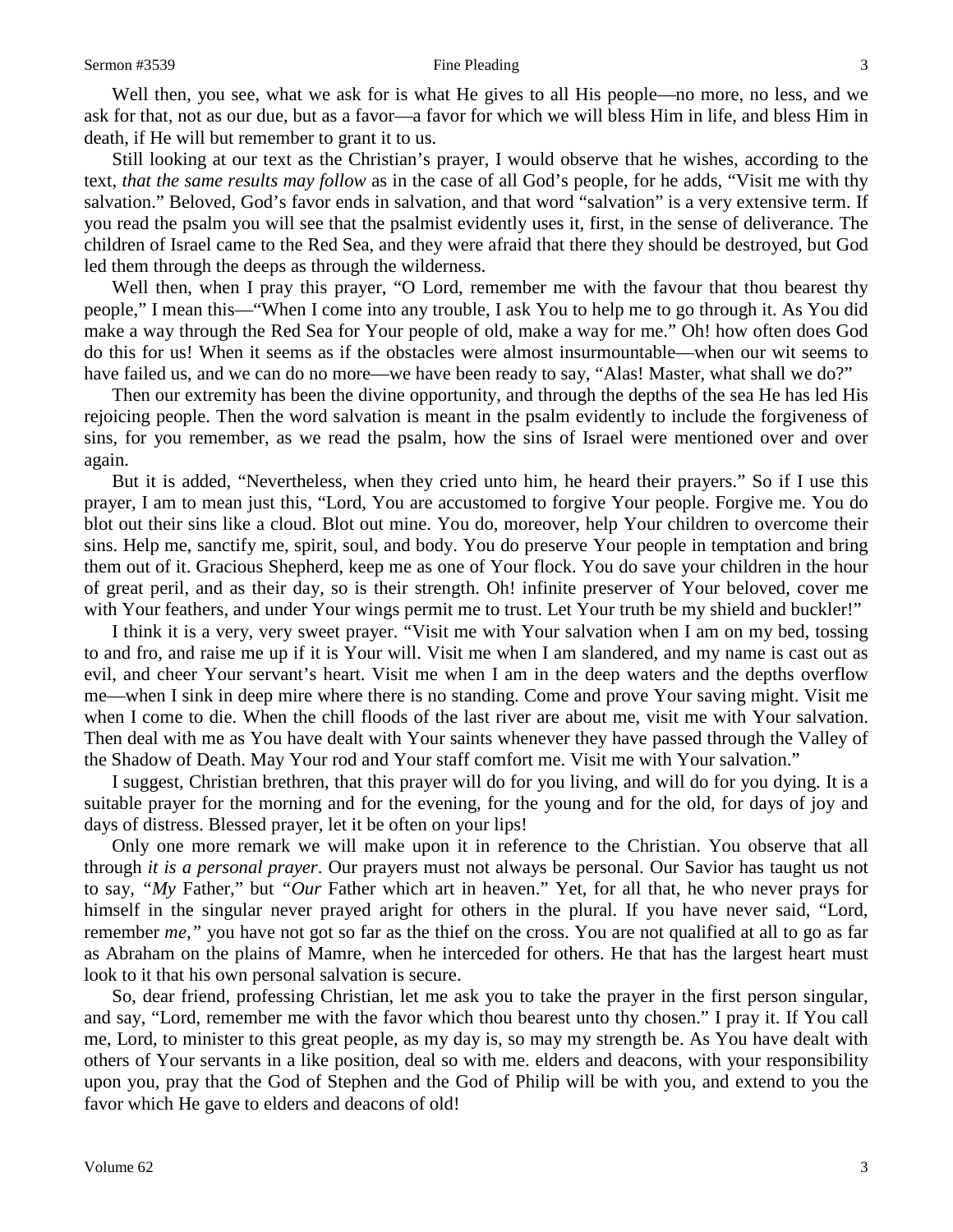Well then, you see, what we ask for is what He gives to all His people—no more, no less, and we ask for that, not as our due, but as a favor—a favor for which we will bless Him in life, and bless Him in death, if He will but remember to grant it to us.

Still looking at our text as the Christian's prayer, I would observe that he wishes, according to the text, *that the same results may follow* as in the case of all God's people, for he adds, "Visit me with thy salvation." Beloved, God's favor ends in salvation, and that word "salvation" is a very extensive term. If you read the psalm you will see that the psalmist evidently uses it, first, in the sense of deliverance. The children of Israel came to the Red Sea, and they were afraid that there they should be destroyed, but God led them through the deeps as through the wilderness.

Well then, when I pray this prayer, "O Lord, remember me with the favour that thou bearest thy people," I mean this—"When I come into any trouble, I ask You to help me to go through it. As You did make a way through the Red Sea for Your people of old, make a way for me." Oh! how often does God do this for us! When it seems as if the obstacles were almost insurmountable—when our wit seems to have failed us, and we can do no more—we have been ready to say, "Alas! Master, what shall we do?"

Then our extremity has been the divine opportunity, and through the depths of the sea He has led His rejoicing people. Then the word salvation is meant in the psalm evidently to include the forgiveness of sins, for you remember, as we read the psalm, how the sins of Israel were mentioned over and over again.

But it is added, "Nevertheless, when they cried unto him, he heard their prayers." So if I use this prayer, I am to mean just this, "Lord, You are accustomed to forgive Your people. Forgive me. You do blot out their sins like a cloud. Blot out mine. You do, moreover, help Your children to overcome their sins. Help me, sanctify me, spirit, soul, and body. You do preserve Your people in temptation and bring them out of it. Gracious Shepherd, keep me as one of Your flock. You do save your children in the hour of great peril, and as their day, so is their strength. Oh! infinite preserver of Your beloved, cover me with Your feathers, and under Your wings permit me to trust. Let Your truth be my shield and buckler!"

I think it is a very, very sweet prayer. "Visit me with Your salvation when I am on my bed, tossing to and fro, and raise me up if it is Your will. Visit me when I am slandered, and my name is cast out as evil, and cheer Your servant's heart. Visit me when I am in the deep waters and the depths overflow me—when I sink in deep mire where there is no standing. Come and prove Your saving might. Visit me when I come to die. When the chill floods of the last river are about me, visit me with Your salvation. Then deal with me as You have dealt with Your saints whenever they have passed through the Valley of the Shadow of Death. May Your rod and Your staff comfort me. Visit me with Your salvation."

I suggest, Christian brethren, that this prayer will do for you living, and will do for you dying. It is a suitable prayer for the morning and for the evening, for the young and for the old, for days of joy and days of distress. Blessed prayer, let it be often on your lips!

Only one more remark we will make upon it in reference to the Christian. You observe that all through *it is a personal prayer*. Our prayers must not always be personal. Our Savior has taught us not to say, "*My* Father," but "*Our* Father which art in heaven." Yet, for all that, he who never prays for himself in the singular never prayed aright for others in the plural. If you have never said, "Lord, remember *me,"* you have not got so far as the thief on the cross. You are not qualified at all to go as far as Abraham on the plains of Mamre, when he interceded for others. He that has the largest heart must look to it that his own personal salvation is secure.

So, dear friend, professing Christian, let me ask you to take the prayer in the first person singular, and say, "Lord, remember me with the favor which thou bearest unto thy chosen." I pray it. If You call me, Lord, to minister to this great people, as my day is, so may my strength be. As You have dealt with others of Your servants in a like position, deal so with me. elders and deacons, with your responsibility upon you, pray that the God of Stephen and the God of Philip will be with you, and extend to you the favor which He gave to elders and deacons of old!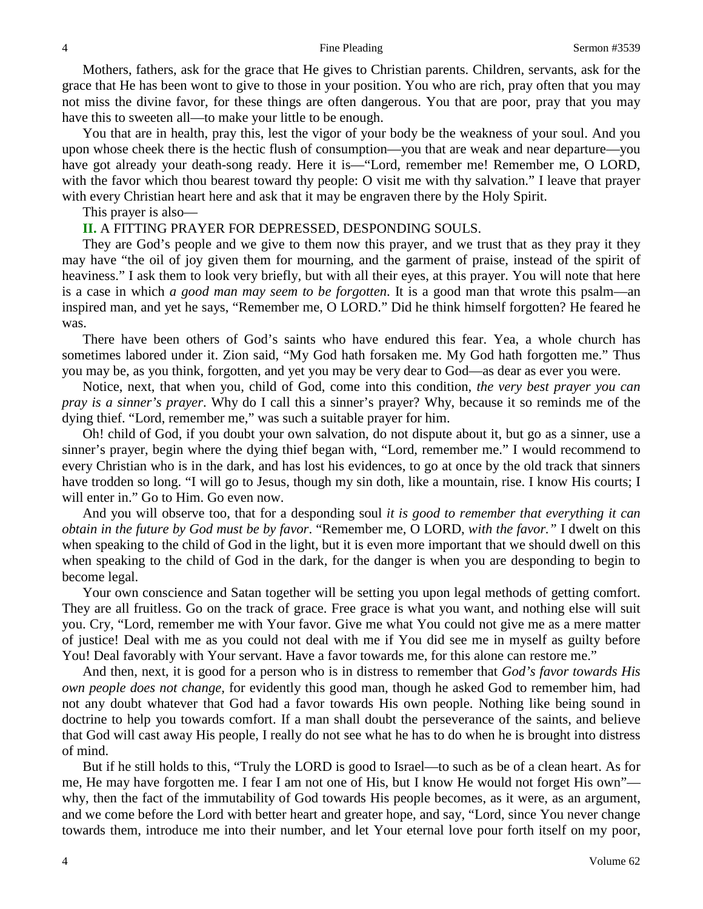Mothers, fathers, ask for the grace that He gives to Christian parents. Children, servants, ask for the grace that He has been wont to give to those in your position. You who are rich, pray often that you may not miss the divine favor, for these things are often dangerous. You that are poor, pray that you may have this to sweeten all—to make your little to be enough.

You that are in health, pray this, lest the vigor of your body be the weakness of your soul. And you upon whose cheek there is the hectic flush of consumption—you that are weak and near departure—you have got already your death-song ready. Here it is—"Lord, remember me! Remember me, O LORD, with the favor which thou bearest toward thy people: O visit me with thy salvation." I leave that prayer with every Christian heart here and ask that it may be engraven there by the Holy Spirit.

This prayer is also—

**II.** A FITTING PRAYER FOR DEPRESSED, DESPONDING SOULS.

They are God's people and we give to them now this prayer, and we trust that as they pray it they may have "the oil of joy given them for mourning, and the garment of praise, instead of the spirit of heaviness." I ask them to look very briefly, but with all their eyes, at this prayer. You will note that here is a case in which *a good man may seem to be forgotten*. It is a good man that wrote this psalm—an inspired man, and yet he says, "Remember me, O LORD." Did he think himself forgotten? He feared he was.

There have been others of God's saints who have endured this fear. Yea, a whole church has sometimes labored under it. Zion said, "My God hath forsaken me. My God hath forgotten me." Thus you may be, as you think, forgotten, and yet you may be very dear to God—as dear as ever you were.

Notice, next, that when you, child of God, come into this condition, *the very best prayer you can pray is a sinner's prayer*. Why do I call this a sinner's prayer? Why, because it so reminds me of the dying thief. "Lord, remember me," was such a suitable prayer for him.

Oh! child of God, if you doubt your own salvation, do not dispute about it, but go as a sinner, use a sinner's prayer, begin where the dying thief began with, "Lord, remember me." I would recommend to every Christian who is in the dark, and has lost his evidences, to go at once by the old track that sinners have trodden so long. "I will go to Jesus, though my sin doth, like a mountain, rise. I know His courts; I will enter in." Go to Him. Go even now.

And you will observe too, that for a desponding soul *it is good to remember that everything it can obtain in the future by God must be by favor*. "Remember me, O LORD, *with the favor."* I dwelt on this when speaking to the child of God in the light, but it is even more important that we should dwell on this when speaking to the child of God in the dark, for the danger is when you are desponding to begin to become legal.

Your own conscience and Satan together will be setting you upon legal methods of getting comfort. They are all fruitless. Go on the track of grace. Free grace is what you want, and nothing else will suit you. Cry, "Lord, remember me with Your favor. Give me what You could not give me as a mere matter of justice! Deal with me as you could not deal with me if You did see me in myself as guilty before You! Deal favorably with Your servant. Have a favor towards me, for this alone can restore me."

And then, next, it is good for a person who is in distress to remember that *God's favor towards His own people does not change,* for evidently this good man, though he asked God to remember him, had not any doubt whatever that God had a favor towards His own people. Nothing like being sound in doctrine to help you towards comfort. If a man shall doubt the perseverance of the saints, and believe that God will cast away His people, I really do not see what he has to do when he is brought into distress of mind.

But if he still holds to this, "Truly the LORD is good to Israel—to such as be of a clean heart. As for me, He may have forgotten me. I fear I am not one of His, but I know He would not forget His own"—why, then the fact of the immutability of God towards His people becomes, as it were, as an argument, and we come before the Lord with better heart and greater hope, and say, "Lord, since You never change towards them, introduce me into their number, and let Your eternal love pour forth itself on my poor,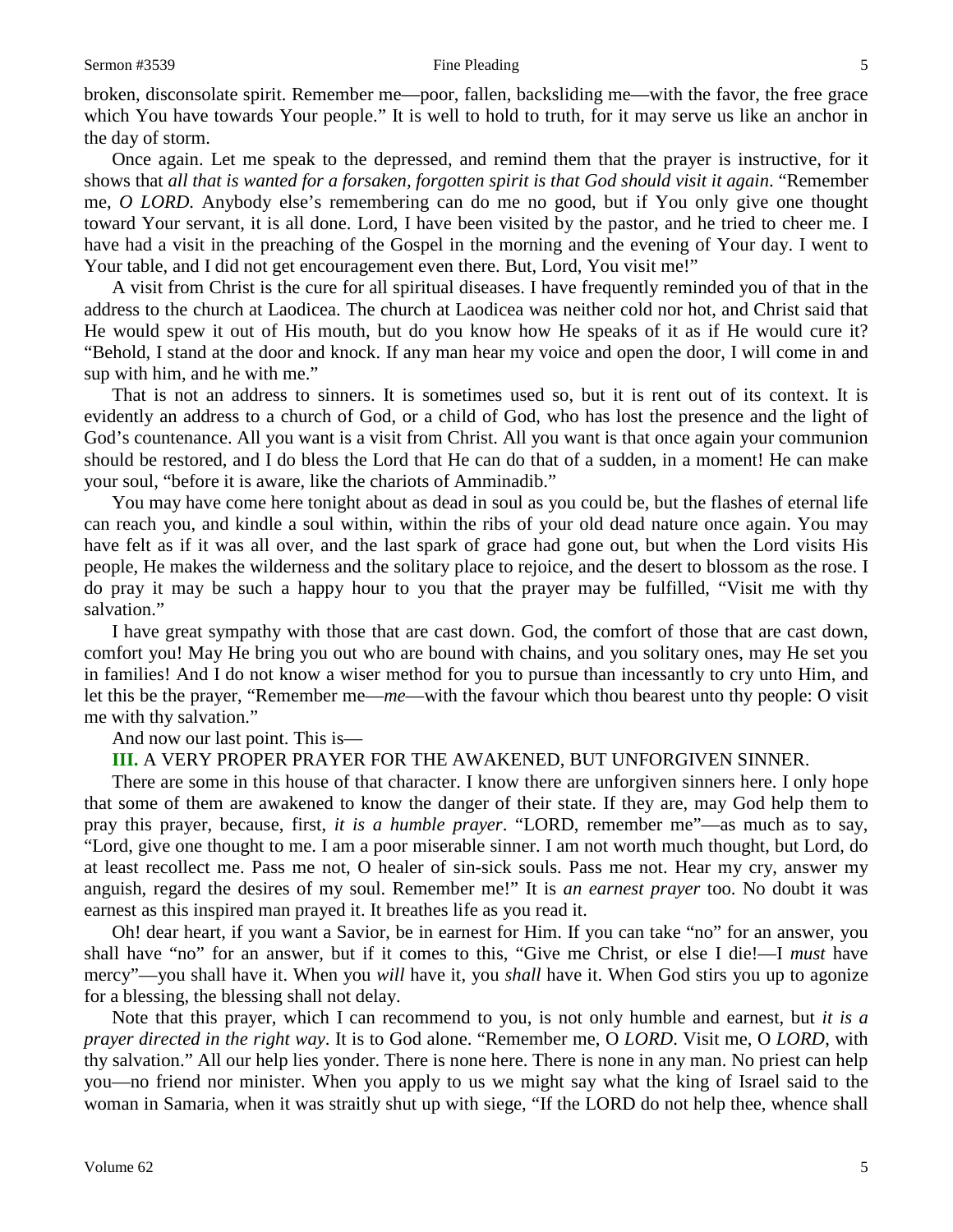broken, disconsolate spirit. Remember me—poor, fallen, backsliding me—with the favor, the free grace which You have towards Your people." It is well to hold to truth, for it may serve us like an anchor in the day of storm.

Once again. Let me speak to the depressed, and remind them that the prayer is instructive, for it shows that *all that is wanted for a forsaken, forgotten spirit is that God should visit it again*. "Remember me, *O LORD*. Anybody else's remembering can do me no good, but if You only give one thought toward Your servant, it is all done. Lord, I have been visited by the pastor, and he tried to cheer me. I have had a visit in the preaching of the Gospel in the morning and the evening of Your day. I went to Your table, and I did not get encouragement even there. But, Lord, You visit me!"

A visit from Christ is the cure for all spiritual diseases. I have frequently reminded you of that in the address to the church at Laodicea. The church at Laodicea was neither cold nor hot, and Christ said that He would spew it out of His mouth, but do you know how He speaks of it as if He would cure it? "Behold, I stand at the door and knock. If any man hear my voice and open the door, I will come in and sup with him, and he with me."

That is not an address to sinners. It is sometimes used so, but it is rent out of its context. It is evidently an address to a church of God, or a child of God, who has lost the presence and the light of God's countenance. All you want is a visit from Christ. All you want is that once again your communion should be restored, and I do bless the Lord that He can do that of a sudden, in a moment! He can make your soul, "before it is aware, like the chariots of Amminadib."

You may have come here tonight about as dead in soul as you could be, but the flashes of eternal life can reach you, and kindle a soul within, within the ribs of your old dead nature once again. You may have felt as if it was all over, and the last spark of grace had gone out, but when the Lord visits His people, He makes the wilderness and the solitary place to rejoice, and the desert to blossom as the rose. I do pray it may be such a happy hour to you that the prayer may be fulfilled, "Visit me with thy salvation."

I have great sympathy with those that are cast down. God, the comfort of those that are cast down, comfort you! May He bring you out who are bound with chains, and you solitary ones, may He set you in families! And I do not know a wiser method for you to pursue than incessantly to cry unto Him, and let this be the prayer, "Remember me—*me*—with the favour which thou bearest unto thy people: O visit me with thy salvation."

And now our last point. This is—

**III.** A VERY PROPER PRAYER FOR THE AWAKENED, BUT UNFORGIVEN SINNER.

There are some in this house of that character. I know there are unforgiven sinners here. I only hope that some of them are awakened to know the danger of their state. If they are, may God help them to pray this prayer, because, first, *it is a humble prayer*. "LORD, remember me"—as much as to say, "Lord, give one thought to me. I am a poor miserable sinner. I am not worth much thought, but Lord, do at least recollect me. Pass me not, O healer of sin-sick souls. Pass me not. Hear my cry, answer my anguish, regard the desires of my soul. Remember me!" It is *an earnest prayer* too. No doubt it was earnest as this inspired man prayed it. It breathes life as you read it.

Oh! dear heart, if you want a Savior, be in earnest for Him. If you can take "no" for an answer, you shall have "no" for an answer, but if it comes to this, "Give me Christ, or else I die!—I *must* have mercy"—you shall have it. When you *will* have it, you *shall* have it. When God stirs you up to agonize for a blessing, the blessing shall not delay.

Note that this prayer, which I can recommend to you, is not only humble and earnest, but *it is a prayer directed in the right way*. It is to God alone. "Remember me, O *LORD*. Visit me, O *LORD*, with thy salvation." All our help lies yonder. There is none here. There is none in any man. No priest can help you—no friend nor minister. When you apply to us we might say what the king of Israel said to the woman in Samaria, when it was straitly shut up with siege, "If the LORD do not help thee, whence shall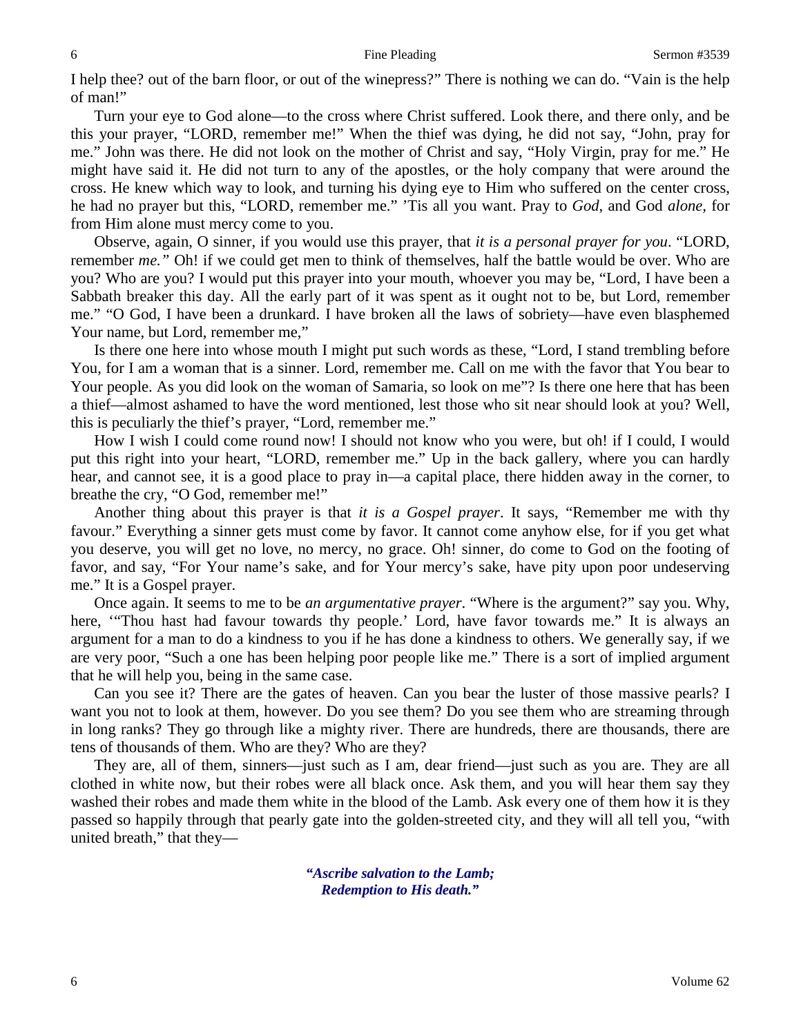I help thee? out of the barn floor, or out of the winepress?" There is nothing we can do. "Vain is the help of man!"

Turn your eye to God alone—to the cross where Christ suffered. Look there, and there only, and be this your prayer, "LORD, remember me!" When the thief was dying, he did not say, "John, pray for me." John was there. He did not look on the mother of Christ and say, "Holy Virgin, pray for me." He might have said it. He did not turn to any of the apostles, or the holy company that were around the cross. He knew which way to look, and turning his dying eye to Him who suffered on the center cross, he had no prayer but this, "LORD, remember me." 'Tis all you want. Pray to *God*, and God *alone*, for from Him alone must mercy come to you.

Observe, again, O sinner, if you would use this prayer, that *it is a personal prayer for you*. "LORD, remember *me."* Oh! if we could get men to think of themselves, half the battle would be over. Who are you? Who are you? I would put this prayer into your mouth, whoever you may be, "Lord, I have been a Sabbath breaker this day. All the early part of it was spent as it ought not to be, but Lord, remember me." "O God, I have been a drunkard. I have broken all the laws of sobriety—have even blasphemed Your name, but Lord, remember me,"

Is there one here into whose mouth I might put such words as these, "Lord, I stand trembling before You, for I am a woman that is a sinner. Lord, remember me. Call on me with the favor that You bear to Your people. As you did look on the woman of Samaria, so look on me"? Is there one here that has been a thief—almost ashamed to have the word mentioned, lest those who sit near should look at you? Well, this is peculiarly the thief's prayer, "Lord, remember me."

How I wish I could come round now! I should not know who you were, but oh! if I could, I would put this right into your heart, "LORD, remember me." Up in the back gallery, where you can hardly hear, and cannot see, it is a good place to pray in—a capital place, there hidden away in the corner, to breathe the cry, "O God, remember me!"

Another thing about this prayer is that *it is a Gospel prayer*. It says, "Remember me with thy favour." Everything a sinner gets must come by favor. It cannot come anyhow else, for if you get what you deserve, you will get no love, no mercy, no grace. Oh! sinner, do come to God on the footing of favor, and say, "For Your name's sake, and for Your mercy's sake, have pity upon poor undeserving me." It is a Gospel prayer.

Once again. It seems to me to be *an argumentative prayer*. "Where is the argument?" say you. Why, here, '"Thou hast had favour towards thy people.' Lord, have favor towards me." It is always an argument for a man to do a kindness to you if he has done a kindness to others. We generally say, if we are very poor, "Such a one has been helping poor people like me." There is a sort of implied argument that he will help you, being in the same case.

Can you see it? There are the gates of heaven. Can you bear the luster of those massive pearls? I want you not to look at them, however. Do you see them? Do you see them who are streaming through in long ranks? They go through like a mighty river. There are hundreds, there are thousands, there are tens of thousands of them. Who are they? Who are they?

They are, all of them, sinners—just such as I am, dear friend—just such as you are. They are all clothed in white now, but their robes were all black once. Ask them, and you will hear them say they washed their robes and made them white in the blood of the Lamb. Ask every one of them how it is they passed so happily through that pearly gate into the golden-streeted city, and they will all tell you, "with united breath," that they—

> ***"Ascribe salvation to the Lamb;***
> ***Redemption to His death."***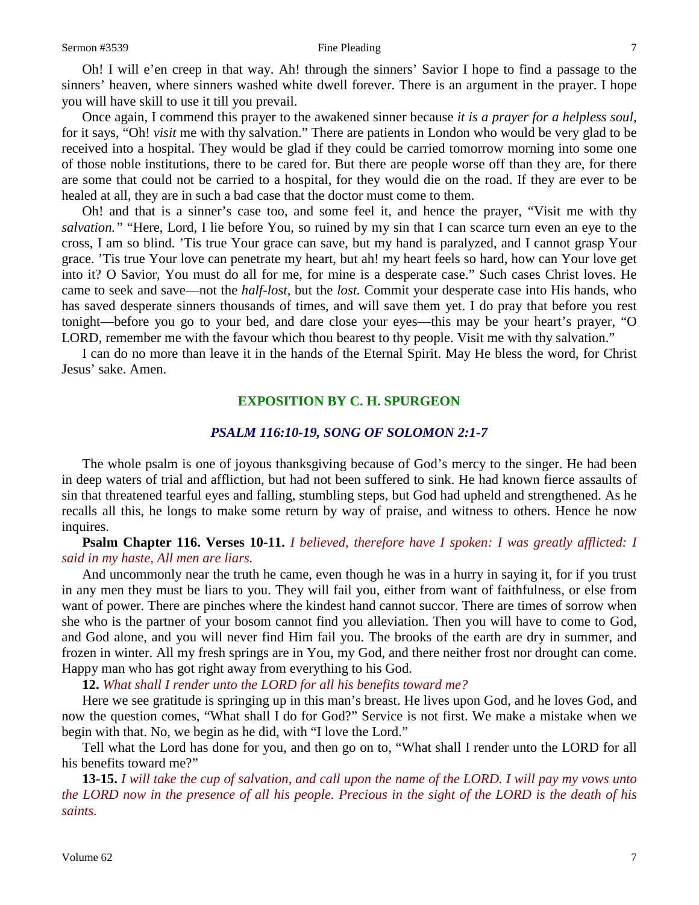Oh! I will e'en creep in that way. Ah! through the sinners' Savior I hope to find a passage to the sinners' heaven, where sinners washed white dwell forever. There is an argument in the prayer. I hope you will have skill to use it till you prevail.

Once again, I commend this prayer to the awakened sinner because *it is a prayer for a helpless soul,* for it says, "Oh! *visit* me with thy salvation." There are patients in London who would be very glad to be received into a hospital. They would be glad if they could be carried tomorrow morning into some one of those noble institutions, there to be cared for. But there are people worse off than they are, for there are some that could not be carried to a hospital, for they would die on the road. If they are ever to be healed at all, they are in such a bad case that the doctor must come to them.

Oh! and that is a sinner's case too, and some feel it, and hence the prayer, "Visit me with thy *salvation.*" "Here, Lord, I lie before You, so ruined by my sin that I can scarce turn even an eye to the cross, I am so blind. 'Tis true Your grace can save, but my hand is paralyzed, and I cannot grasp Your grace. 'Tis true Your love can penetrate my heart, but ah! my heart feels so hard, how can Your love get into it? O Savior, You must do all for me, for mine is a desperate case." Such cases Christ loves. He came to seek and save—not the *half-lost,* but the *lost.* Commit your desperate case into His hands, who has saved desperate sinners thousands of times, and will save them yet. I do pray that before you rest tonight—before you go to your bed, and dare close your eyes—this may be your heart's prayer, "O LORD, remember me with the favour which thou bearest to thy people. Visit me with thy salvation."

I can do no more than leave it in the hands of the Eternal Spirit. May He bless the word, for Christ Jesus' sake. Amen.

## EXPOSITION BY C. H. SPURGEON

### *PSALM 116:10-19, SONG OF SOLOMON 2:1-7*

The whole psalm is one of joyous thanksgiving because of God's mercy to the singer. He had been in deep waters of trial and affliction, but had not been suffered to sink. He had known fierce assaults of sin that threatened tearful eyes and falling, stumbling steps, but God had upheld and strengthened. As he recalls all this, he longs to make some return by way of praise, and witness to others. Hence he now inquires.

**Psalm Chapter 116. Verses 10-11.** *I believed, therefore have I spoken: I was greatly afflicted: I said in my haste, All men are liars.*

And uncommonly near the truth he came, even though he was in a hurry in saying it, for if you trust in any men they must be liars to you. They will fail you, either from want of faithfulness, or else from want of power. There are pinches where the kindest hand cannot succor. There are times of sorrow when she who is the partner of your bosom cannot find you alleviation. Then you will have to come to God, and God alone, and you will never find Him fail you. The brooks of the earth are dry in summer, and frozen in winter. All my fresh springs are in You, my God, and there neither frost nor drought can come. Happy man who has got right away from everything to his God.

**12.** *What shall I render unto the LORD for all his benefits toward me?*

Here we see gratitude is springing up in this man's breast. He lives upon God, and he loves God, and now the question comes, "What shall I do for God?" Service is not first. We make a mistake when we begin with that. No, we begin as he did, with "I love the Lord."

Tell what the Lord has done for you, and then go on to, "What shall I render unto the LORD for all his benefits toward me?"

**13-15.** *I will take the cup of salvation, and call upon the name of the LORD. I will pay my vows unto the LORD now in the presence of all his people. Precious in the sight of the LORD is the death of his saints.*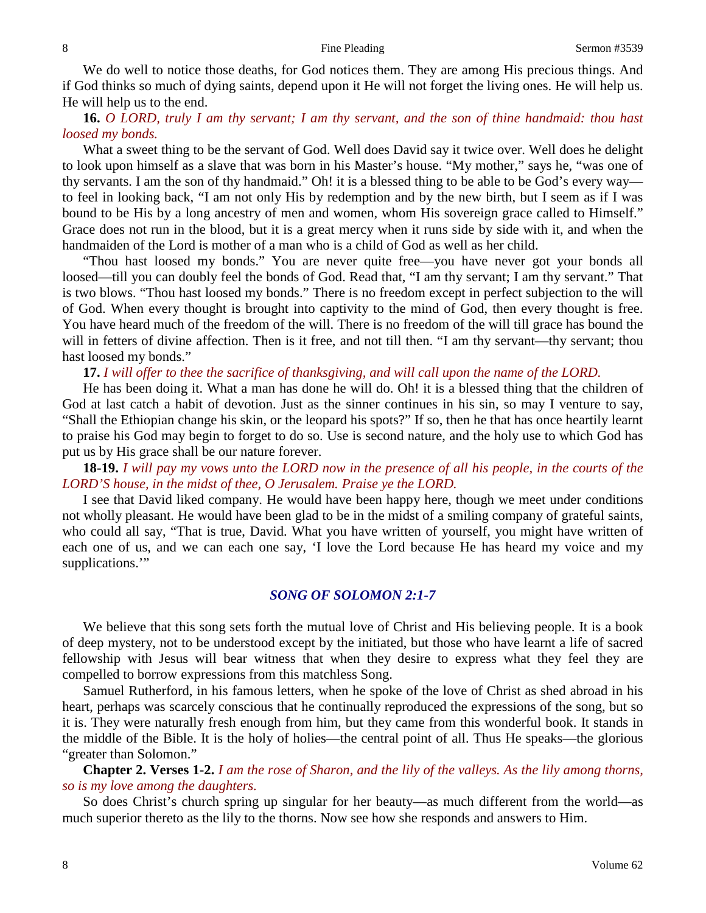We do well to notice those deaths, for God notices them. They are among His precious things. And if God thinks so much of dying saints, depend upon it He will not forget the living ones. He will help us. He will help us to the end.

**16.** *O LORD, truly I am thy servant; I am thy servant, and the son of thine handmaid: thou hast loosed my bonds.*

What a sweet thing to be the servant of God. Well does David say it twice over. Well does he delight to look upon himself as a slave that was born in his Master's house. "My mother," says he, "was one of thy servants. I am the son of thy handmaid." Oh! it is a blessed thing to be able to be God's every way—to feel in looking back, "I am not only His by redemption and by the new birth, but I seem as if I was bound to be His by a long ancestry of men and women, whom His sovereign grace called to Himself." Grace does not run in the blood, but it is a great mercy when it runs side by side with it, and when the handmaiden of the Lord is mother of a man who is a child of God as well as her child.

"Thou hast loosed my bonds." You are never quite free—you have never got your bonds all loosed—till you can doubly feel the bonds of God. Read that, "I am thy servant; I am thy servant." That is two blows. "Thou hast loosed my bonds." There is no freedom except in perfect subjection to the will of God. When every thought is brought into captivity to the mind of God, then every thought is free. You have heard much of the freedom of the will. There is no freedom of the will till grace has bound the will in fetters of divine affection. Then is it free, and not till then. "I am thy servant—thy servant; thou hast loosed my bonds."

**17.** *I will offer to thee the sacrifice of thanksgiving, and will call upon the name of the LORD.*

He has been doing it. What a man has done he will do. Oh! it is a blessed thing that the children of God at last catch a habit of devotion. Just as the sinner continues in his sin, so may I venture to say, "Shall the Ethiopian change his skin, or the leopard his spots?" If so, then he that has once heartily learnt to praise his God may begin to forget to do so. Use is second nature, and the holy use to which God has put us by His grace shall be our nature forever.

**18-19.** *I will pay my vows unto the LORD now in the presence of all his people, in the courts of the LORD'S house, in the midst of thee, O Jerusalem. Praise ye the LORD.*

I see that David liked company. He would have been happy here, though we meet under conditions not wholly pleasant. He would have been glad to be in the midst of a smiling company of grateful saints, who could all say, "That is true, David. What you have written of yourself, you might have written of each one of us, and we can each one say, 'I love the Lord because He has heard my voice and my supplications.'"

## *SONG OF SOLOMON 2:1-7*

We believe that this song sets forth the mutual love of Christ and His believing people. It is a book of deep mystery, not to be understood except by the initiated, but those who have learnt a life of sacred fellowship with Jesus will bear witness that when they desire to express what they feel they are compelled to borrow expressions from this matchless Song.

Samuel Rutherford, in his famous letters, when he spoke of the love of Christ as shed abroad in his heart, perhaps was scarcely conscious that he continually reproduced the expressions of the song, but so it is. They were naturally fresh enough from him, but they came from this wonderful book. It stands in the middle of the Bible. It is the holy of holies—the central point of all. Thus He speaks—the glorious "greater than Solomon."

**Chapter 2. Verses 1-2.** *I am the rose of Sharon, and the lily of the valleys. As the lily among thorns, so is my love among the daughters.*

So does Christ's church spring up singular for her beauty—as much different from the world—as much superior thereto as the lily to the thorns. Now see how she responds and answers to Him.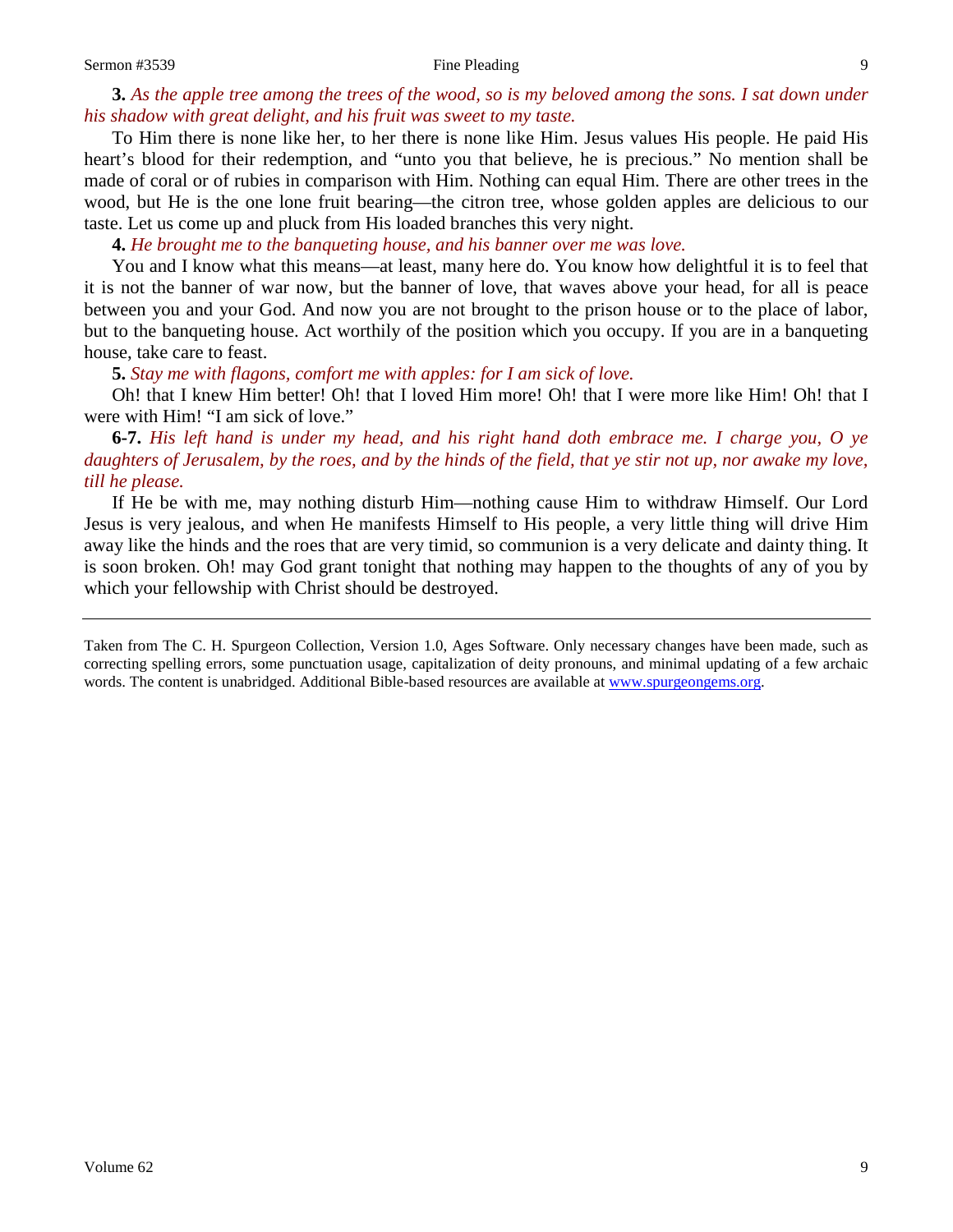**3.** *As the apple tree among the trees of the wood, so is my beloved among the sons. I sat down under his shadow with great delight, and his fruit was sweet to my taste.*

To Him there is none like her, to her there is none like Him. Jesus values His people. He paid His heart's blood for their redemption, and "unto you that believe, he is precious." No mention shall be made of coral or of rubies in comparison with Him. Nothing can equal Him. There are other trees in the wood, but He is the one lone fruit bearing—the citron tree, whose golden apples are delicious to our taste. Let us come up and pluck from His loaded branches this very night.

**4.** *He brought me to the banqueting house, and his banner over me was love.*

You and I know what this means—at least, many here do. You know how delightful it is to feel that it is not the banner of war now, but the banner of love, that waves above your head, for all is peace between you and your God. And now you are not brought to the prison house or to the place of labor, but to the banqueting house. Act worthily of the position which you occupy. If you are in a banqueting house, take care to feast.

**5.** *Stay me with flagons, comfort me with apples: for I am sick of love.*

Oh! that I knew Him better! Oh! that I loved Him more! Oh! that I were more like Him! Oh! that I were with Him! "I am sick of love."

**6-7.** *His left hand is under my head, and his right hand doth embrace me. I charge you, O ye daughters of Jerusalem, by the roes, and by the hinds of the field, that ye stir not up, nor awake my love, till he please.*

If He be with me, may nothing disturb Him—nothing cause Him to withdraw Himself. Our Lord Jesus is very jealous, and when He manifests Himself to His people, a very little thing will drive Him away like the hinds and the roes that are very timid, so communion is a very delicate and dainty thing. It is soon broken. Oh! may God grant tonight that nothing may happen to the thoughts of any of you by which your fellowship with Christ should be destroyed.

---

Taken from The C. H. Spurgeon Collection, Version 1.0, Ages Software. Only necessary changes have been made, such as correcting spelling errors, some punctuation usage, capitalization of deity pronouns, and minimal updating of a few archaic words. The content is unabridged. Additional Bible-based resources are available at www.spurgeongems.org.